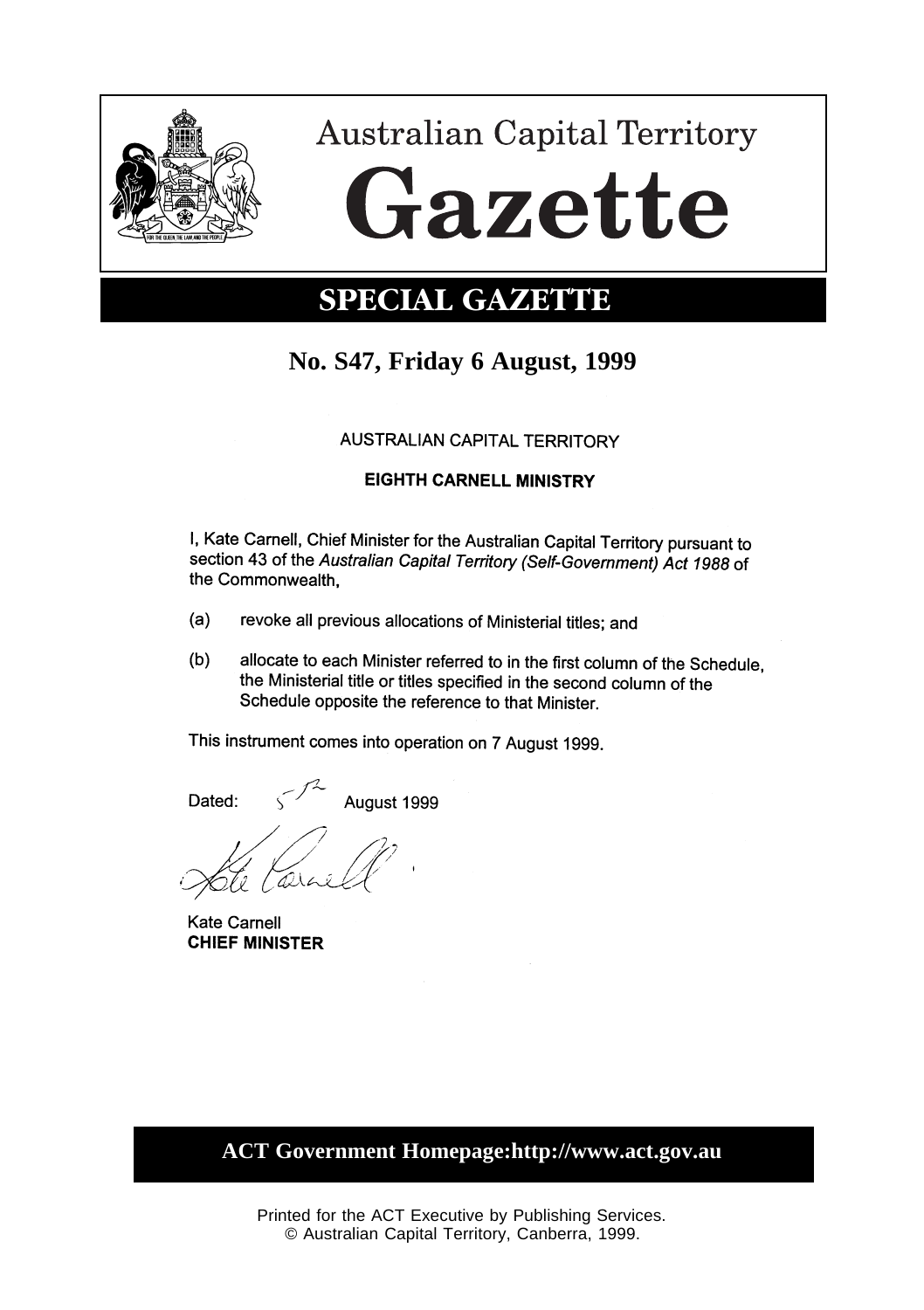# Australian Capital Territory

# Gazette

## SPECIAL GAZETTE

**No. S47, Friday 6 August, 1999**

AUSTRALIAN CAPITAL TERRITORY

**EIGHTH CARNELL MINISTRY**

I, Kate Carnell, Chief Minister for the Australian Capital Territory pursuant to section 43 of the *Australian Capital Territory (Self-Government) Act 1988* of the Commonwealth,

(a) revoke all previous allocations of Ministerial titles; and

(b) allocate to each Minister referred to in the first column of the Schedule, the Ministerial title or titles specified in the second column of the Schedule opposite the reference to that Minister.

This instrument comes into operation on 7 August 1999.

Dated: 5 August 1999

Kate Carnell
**CHIEF MINISTER**

**ACT Government Homepage:http://www.act.gov.au**

Printed for the ACT Executive by Publishing Services.
© Australian Capital Territory, Canberra, 1999.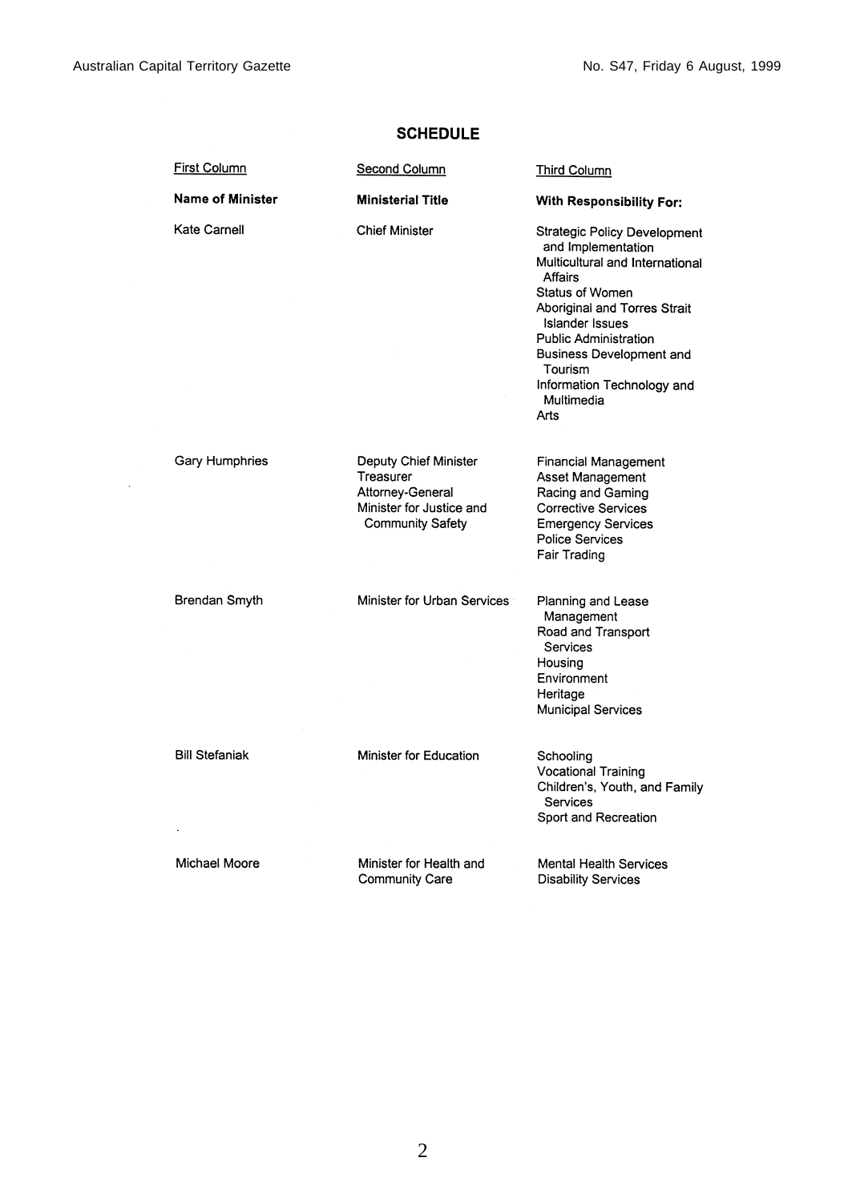## SCHEDULE

| First Column | Second Column | Third Column |
|---|---|---|
| **Name of Minister** | **Ministerial Title** | **With Responsibility For:** |
| Kate Carnell | Chief Minister | Strategic Policy Development and Implementation<br>Multicultural and International Affairs<br>Status of Women<br>Aboriginal and Torres Strait Islander Issues<br>Public Administration<br>Business Development and Tourism<br>Information Technology and Multimedia<br>Arts |
| Gary Humphries | Deputy Chief Minister<br>Treasurer<br>Attorney-General<br>Minister for Justice and Community Safety | Financial Management<br>Asset Management<br>Racing and Gaming<br>Corrective Services<br>Emergency Services<br>Police Services<br>Fair Trading |
| Brendan Smyth | Minister for Urban Services | Planning and Lease Management<br>Road and Transport Services<br>Housing<br>Environment<br>Heritage<br>Municipal Services |
| Bill Stefaniak | Minister for Education | Schooling<br>Vocational Training<br>Children's, Youth, and Family Services<br>Sport and Recreation |
| Michael Moore | Minister for Health and Community Care | Mental Health Services<br>Disability Services |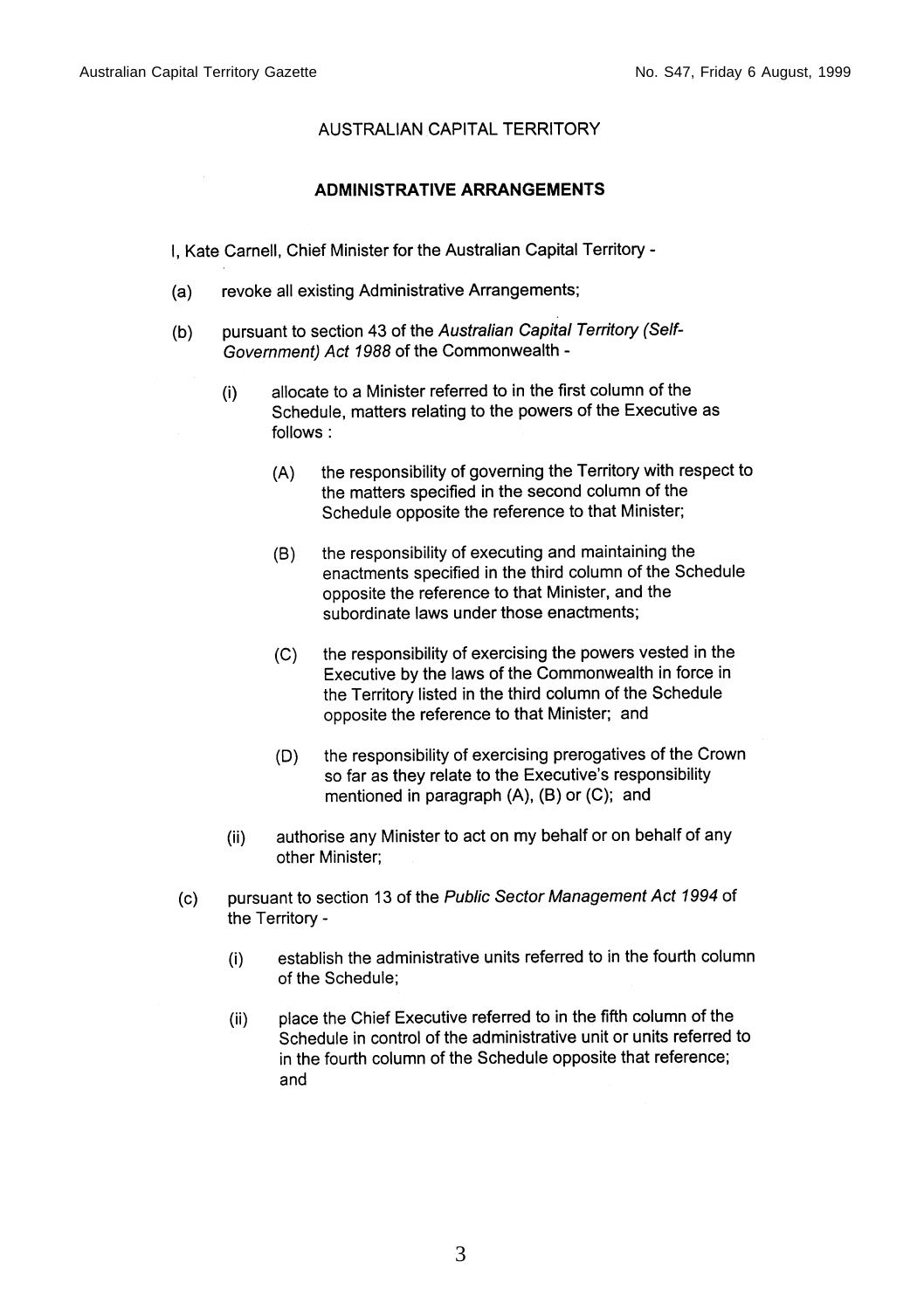AUSTRALIAN CAPITAL TERRITORY

**ADMINISTRATIVE ARRANGEMENTS**

I, Kate Carnell, Chief Minister for the Australian Capital Territory -

(a) revoke all existing Administrative Arrangements;

(b) pursuant to section 43 of the *Australian Capital Territory (Self-Government) Act 1988* of the Commonwealth -

  (i) allocate to a Minister referred to in the first column of the Schedule, matters relating to the powers of the Executive as follows :

    (A) the responsibility of governing the Territory with respect to the matters specified in the second column of the Schedule opposite the reference to that Minister;

    (B) the responsibility of executing and maintaining the enactments specified in the third column of the Schedule opposite the reference to that Minister, and the subordinate laws under those enactments;

    (C) the responsibility of exercising the powers vested in the Executive by the laws of the Commonwealth in force in the Territory listed in the third column of the Schedule opposite the reference to that Minister; and

    (D) the responsibility of exercising prerogatives of the Crown so far as they relate to the Executive's responsibility mentioned in paragraph (A), (B) or (C); and

  (ii) authorise any Minister to act on my behalf or on behalf of any other Minister;

(c) pursuant to section 13 of the *Public Sector Management Act 1994* of the Territory -

  (i) establish the administrative units referred to in the fourth column of the Schedule;

  (ii) place the Chief Executive referred to in the fifth column of the Schedule in control of the administrative unit or units referred to in the fourth column of the Schedule opposite that reference; and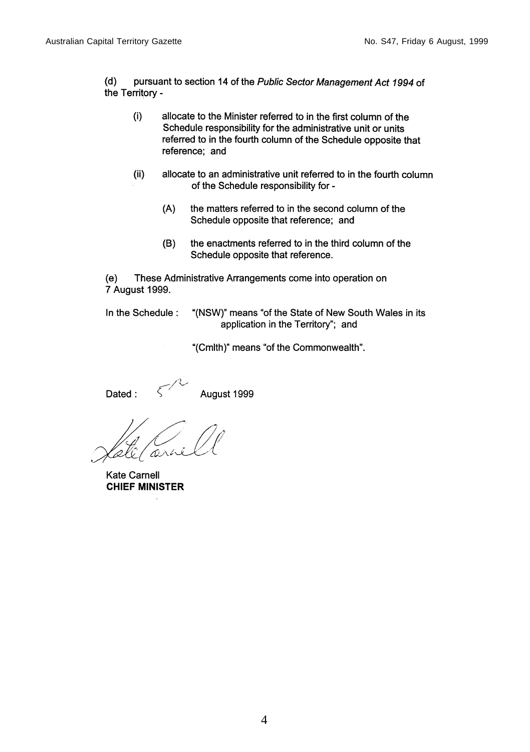(d) pursuant to section 14 of the *Public Sector Management Act 1994* of the Territory -

(i) allocate to the Minister referred to in the first column of the Schedule responsibility for the administrative unit or units referred to in the fourth column of the Schedule opposite that reference; and

(ii) allocate to an administrative unit referred to in the fourth column of the Schedule responsibility for -

(A) the matters referred to in the second column of the Schedule opposite that reference; and

(B) the enactments referred to in the third column of the Schedule opposite that reference.

(e) These Administrative Arrangements come into operation on 7 August 1999.

In the Schedule : "(NSW)" means "of the State of New South Wales in its application in the Territory"; and

"(Cmlth)" means "of the Commonwealth".

Dated : 5th August 1999

Kate Carnell
**CHIEF MINISTER**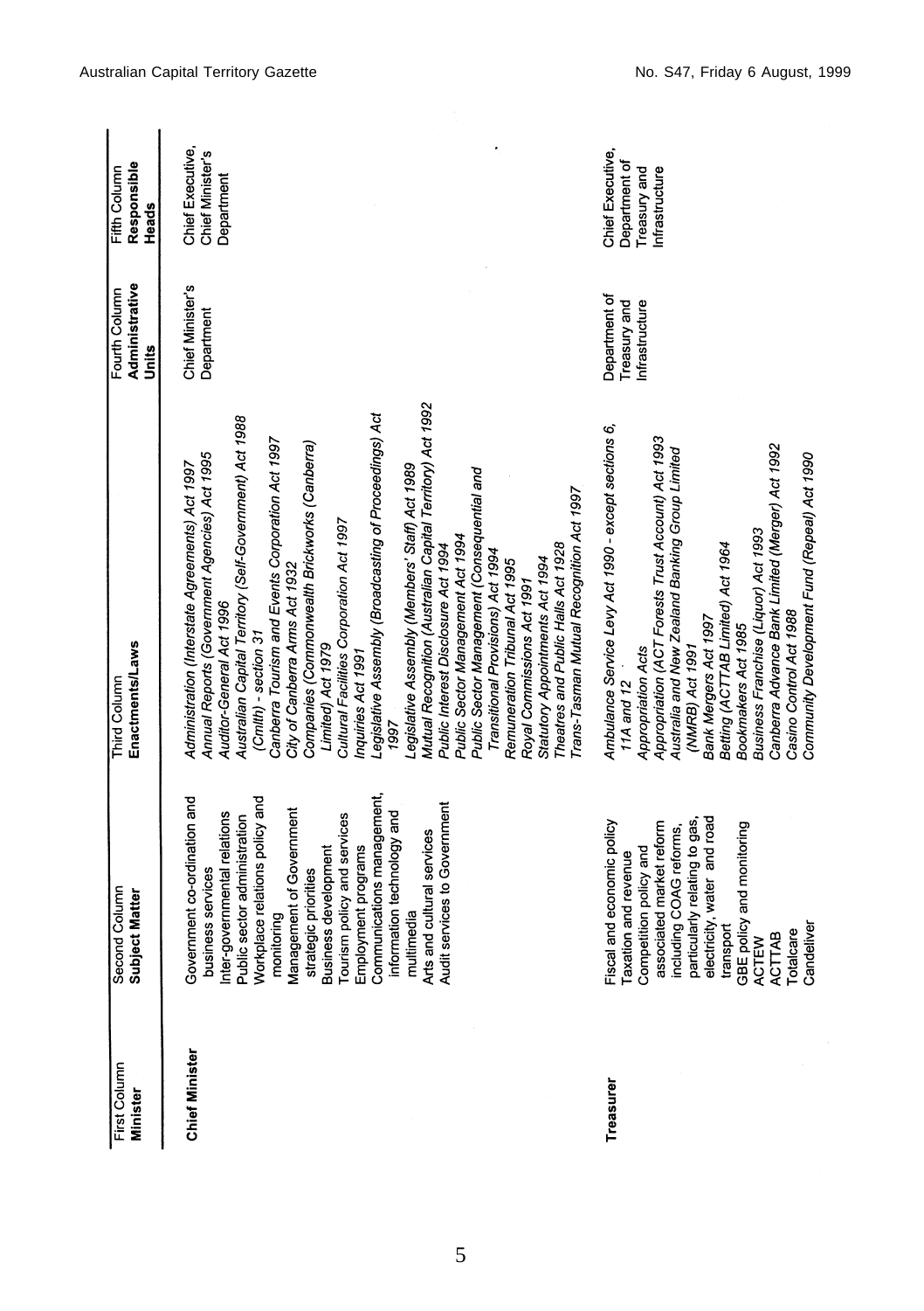| First Column Minister | Second Column Subject Matter | Third Column Enactments/Laws | Fourth Column Administrative Units | Fifth Column Responsible Heads |
|---|---|---|---|---|
| **Chief Minister** | Government co-ordination and business services<br>Inter-governmental relations<br>Public sector administration<br>Workplace relations policy and monitoring<br>Management of Government strategic priorities<br>Business development<br>Tourism policy and services<br>Employment programs<br>Communications management, information technology and multimedia<br>Arts and cultural services<br>Audit services to Government | *Administration (Interstate Agreements) Act 1997*<br>*Annual Reports (Government Agencies) Act 1995*<br>*Auditor-General Act 1996*<br>*Australian Capital Territory (Self-Government) Act 1988 (Cmlth) - section 31*<br>*Canberra Tourism and Events Corporation Act 1997*<br>*City of Canberra Arms Act 1932*<br>*Companies (Commonwealth Brickworks (Canberra) Limited) Act 1979*<br>*Cultural Facilities Corporation Act 1997*<br>*Inquiries Act 1991*<br>*Legislative Assembly (Broadcasting of Proceedings) Act 1997*<br>*Legislative Assembly (Members' Staff) Act 1989*<br>*Mutual Recognition (Australian Capital Territory) Act 1992*<br>*Public Interest Disclosure Act 1994*<br>*Public Sector Management Act 1994*<br>*Public Sector Management (Consequential and Transitional Provisions) Act 1994*<br>*Remuneration Tribunal Act 1995*<br>*Royal Commissions Act 1991*<br>*Statutory Appointments Act 1994*<br>*Theatres and Public Halls Act 1928*<br>*Trans-Tasman Mutual Recognition Act 1997* | Chief Minister's Department | Chief Executive, Chief Minister's Department |
| **Treasurer** | Fiscal and economic policy<br>Taxation and revenue<br>Competition policy and associated market reform including COAG reforms, particularly relating to gas, electricity, water and road transport<br>GBE policy and monitoring<br>ACTEW<br>ACTTAB<br>Totalcare<br>Candeliver | *Ambulance Service Levy Act 1990 - except sections 6, 11A and 12*<br>*Appropriation Acts*<br>*Appropriation (ACT Forests Trust Account) Act 1993*<br>*Australia and New Zealand Banking Group Limited (NMRB) Act 1991*<br>*Bank Mergers Act 1997*<br>*Betting (ACTTAB Limited) Act 1964*<br>*Bookmakers Act 1985*<br>*Business Franchise (Liquor) Act 1993*<br>*Canberra Advance Bank Limited (Merger) Act 1992*<br>*Casino Control Act 1988*<br>*Community Development Fund (Repeal) Act 1990* | Department of Treasury and Infrastructure | Chief Executive, Department of Treasury and Infrastructure |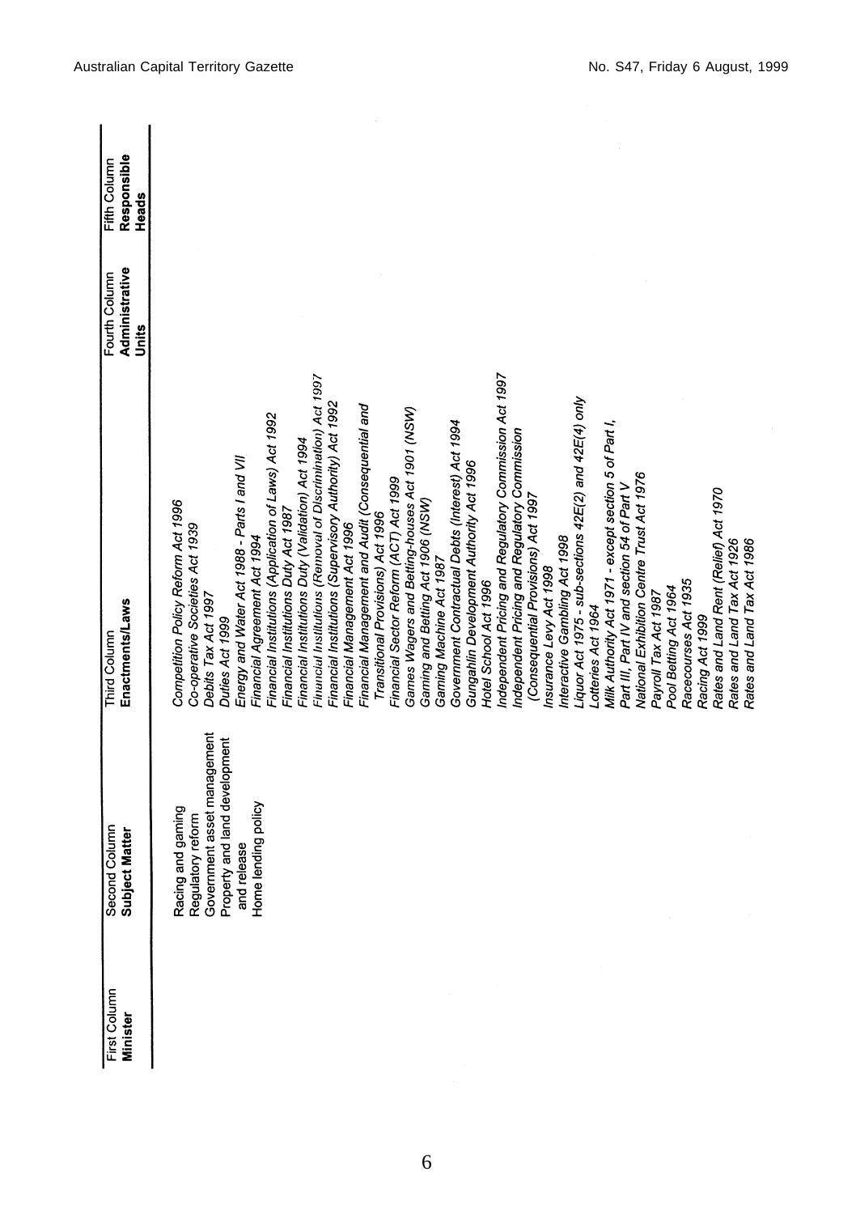| First Column Minister | Second Column Subject Matter | Third Column Enactments/Laws | Fourth Column Administrative Units | Fifth Column Responsible Heads |
|---|---|---|---|---|
| | Racing and gaming<br>Regulatory reform<br>Government asset management<br>Property and land development and release<br>Home lending policy | *Competition Policy Reform Act 1996*<br>*Co-operative Societies Act 1939*<br>*Debits Tax Act 1997*<br>*Duties Act 1999*<br>*Energy and Water Act 1988 - Parts I and VII*<br>*Financial Agreement Act 1994*<br>*Financial Institutions (Application of Laws) Act 1992*<br>*Financial Institutions Duty Act 1987*<br>*Financial Institutions Duty (Validation) Act 1994*<br>*Financial Institutions (Removal of Discrimination) Act 1997*<br>*Financial Institutions (Supervisory Authority) Act 1992*<br>*Financial Management Act 1996*<br>*Financial Management and Audit (Consequential and Transitional Provisions) Act 1996*<br>*Financial Sector Reform (ACT) Act 1999*<br>*Games Wagers and Betting-houses Act 1901 (NSW)*<br>*Gaming and Betting Act 1906 (NSW)*<br>*Gaming Machine Act 1987*<br>*Government Contractual Debts (Interest) Act 1994*<br>*Gungahlin Development Authority Act 1996*<br>*Hotel School Act 1996*<br>*Independent Pricing and Regulatory Commission Act 1997*<br>*Independent Pricing and Regulatory Commission (Consequential Provisions) Act 1997*<br>*Insurance Levy Act 1998*<br>*Interactive Gambling Act 1998*<br>*Liquor Act 1975 - sub-sections 42E(2) and 42E(4) only*<br>*Lotteries Act 1964*<br>*Milk Authority Act 1971 - except section 5 of Part I, Part III, Part IV and section 54 of Part V*<br>*National Exhibition Centre Trust Act 1976*<br>*Payroll Tax Act 1987*<br>*Pool Betting Act 1964*<br>*Racecourses Act 1935*<br>*Racing Act 1999*<br>*Rates and Land Rent (Relief) Act 1970*<br>*Rates and Land Tax Act 1926*<br>*Rates and Land Tax Act 1986* | | |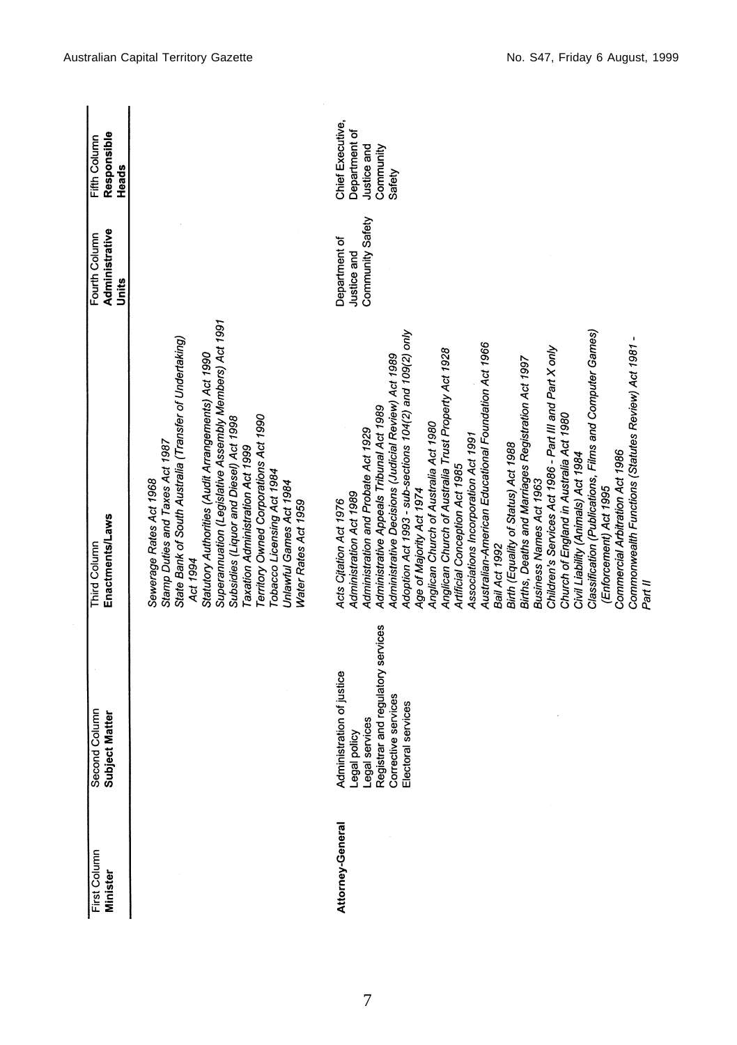| First Column<br>**Minister** | Second Column<br>**Subject Matter** | Third Column<br>**Enactments/Laws** | Fourth Column<br>**Administrative Units** | Fifth Column<br>**Responsible Heads** |
|---|---|---|---|---|
| | | *Sewerage Rates Act 1968*<br>*Stamp Duties and Taxes Act 1987*<br>*State Bank of South Australia (Transfer of Undertaking) Act 1994*<br>*Statutory Authorities (Audit Arrangements) Act 1990*<br>*Superannuation (Legislative Assembly Members) Act 1991*<br>*Subsidies (Liquor and Diesel) Act 1998*<br>*Taxation Administration Act 1999*<br>*Territory Owned Corporations Act 1990*<br>*Tobacco Licensing Act 1984*<br>*Unlawful Games Act 1984*<br>*Water Rates Act 1959* | | |
| **Attorney-General** | Administration of justice<br>Legal policy<br>Legal services<br>Registrar and regulatory services<br>Corrective services<br>Electoral services | *Acts Citation Act 1976*<br>*Administration Act 1989*<br>*Administration and Probate Act 1929*<br>*Administrative Appeals Tribunal Act 1989*<br>*Administrative Decisions (Judicial Review) Act 1989*<br>*Adoption Act 1993 - sub-sections 104(2) and 109(2) only*<br>*Age of Majority Act 1974*<br>*Anglican Church of Australia Act 1980*<br>*Anglican Church of Australia Trust Property Act 1928*<br>*Artificial Conception Act 1985*<br>*Associations Incorporation Act 1991*<br>*Australian-American Educational Foundation Act 1966*<br>*Bail Act 1992*<br>*Birth (Equality of Status) Act 1988*<br>*Births, Deaths and Marriages Registration Act 1997*<br>*Business Names Act 1963*<br>*Children's Services Act 1986 - Part III and Part X only*<br>*Church of England in Australia Act 1980*<br>*Civil Liability (Animals) Act 1984*<br>*Classification (Publications, Films and Computer Games) (Enforcement) Act 1995*<br>*Commercial Arbitration Act 1986*<br>*Commonwealth Functions (Statutes Review) Act 1981 - Part II* | Department of Justice and Community Safety | Chief Executive, Department of Justice and Community Safety |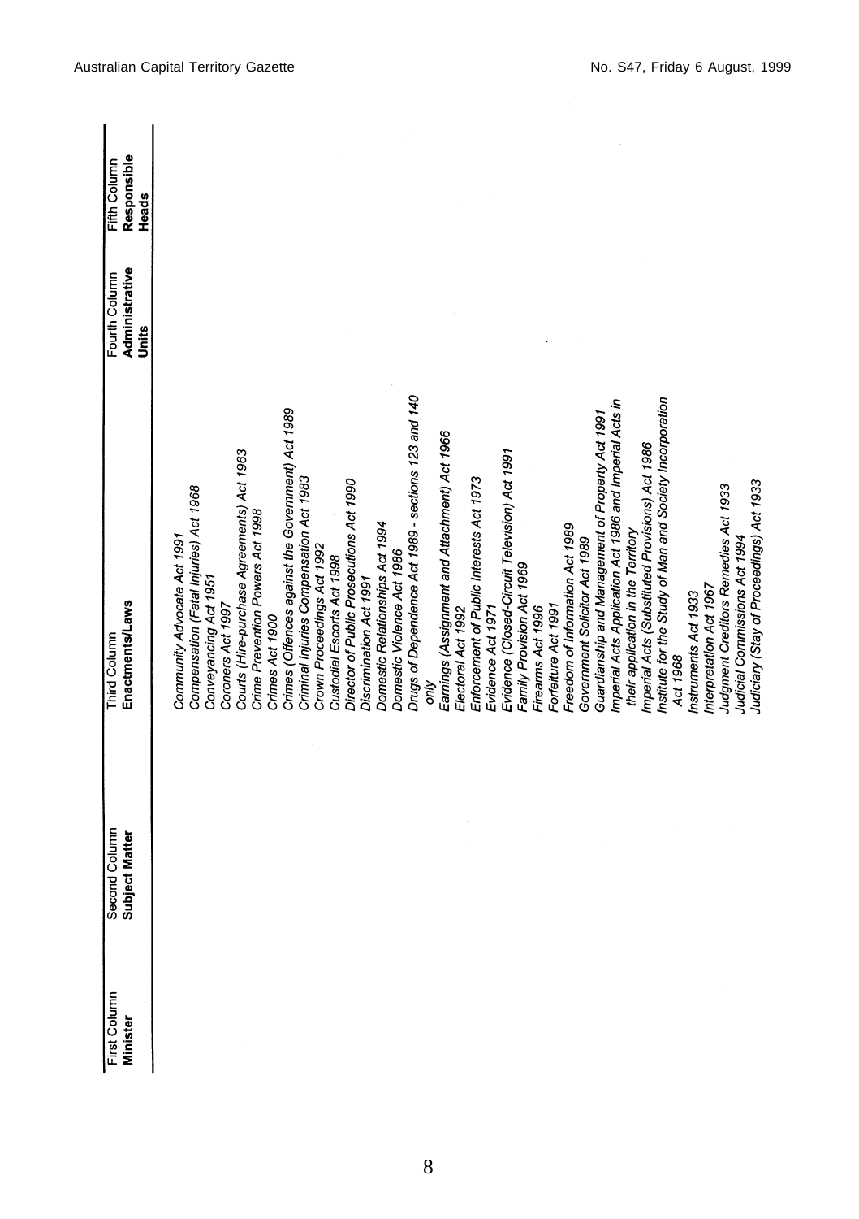| First Column Minister | Second Column Subject Matter | Third Column Enactments/Laws | Fourth Column Administrative Units | Fifth Column Responsible Heads |
|---|---|---|---|---|
| | | *Community Advocate Act 1991* | | |
| | | *Compensation (Fatal Injuries) Act 1968* | | |
| | | *Conveyancing Act 1951* | | |
| | | *Coroners Act 1997* | | |
| | | *Courts (Hire-purchase Agreements) Act 1963* | | |
| | | *Crime Prevention Powers Act 1998* | | |
| | | *Crimes Act 1900* | | |
| | | *Crimes (Offences against the Government) Act 1989* | | |
| | | *Criminal Injuries Compensation Act 1983* | | |
| | | *Crown Proceedings Act 1992* | | |
| | | *Custodial Escorts Act 1998* | | |
| | | *Director of Public Prosecutions Act 1990* | | |
| | | *Discrimination Act 1991* | | |
| | | *Domestic Relationships Act 1994* | | |
| | | *Domestic Violence Act 1986* | | |
| | | *Drugs of Dependence Act 1989 - sections 123 and 140 only* | | |
| | | *Earnings (Assignment and Attachment) Act 1966* | | |
| | | *Electoral Act 1992* | | |
| | | *Enforcement of Public Interests Act 1973* | | |
| | | *Evidence Act 1971* | | |
| | | *Evidence (Closed-Circuit Television) Act 1991* | | |
| | | *Family Provision Act 1969* | | |
| | | *Firearms Act 1996* | | |
| | | *Forfeiture Act 1991* | | |
| | | *Freedom of Information Act 1989* | | |
| | | *Government Solicitor Act 1989* | | |
| | | *Guardianship and Management of Property Act 1991* | | |
| | | *Imperial Acts Application Act 1986 and Imperial Acts in their application in the Territory* | | |
| | | *Imperial Acts (Substituted Provisions) Act 1986* | | |
| | | *Institute for the Study of Man and Society Incorporation Act 1968* | | |
| | | *Instruments Act 1933* | | |
| | | *Interpretation Act 1967* | | |
| | | *Judgment Creditors Remedies Act 1933* | | |
| | | *Judicial Commissions Act 1994* | | |
| | | *Judiciary (Stay of Proceedings) Act 1933* | | |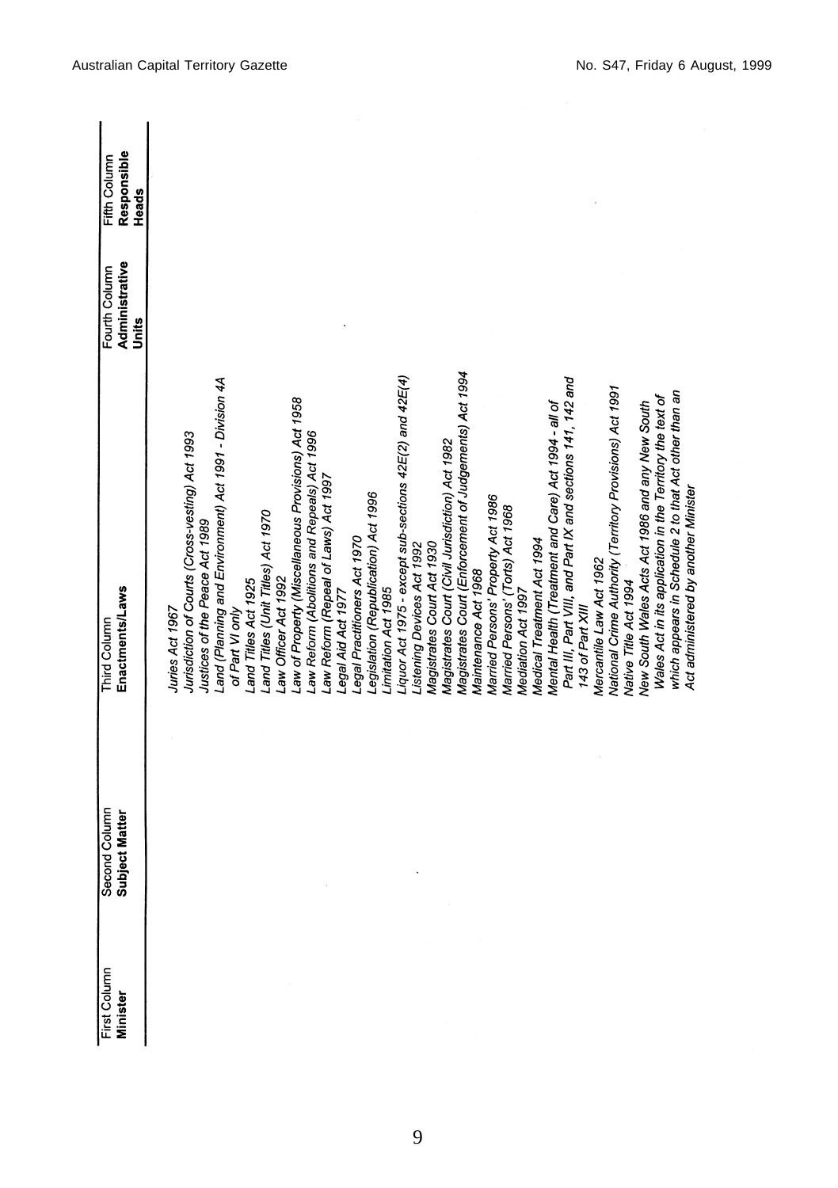| First Column Minister | Second Column Subject Matter | Third Column Enactments/Laws | Fourth Column Administrative Units | Fifth Column Responsible Heads |
|---|---|---|---|---|
| | | *Juries Act 1967* | | |
| | | *Jurisdiction of Courts (Cross-vesting) Act 1993* | | |
| | | *Justices of the Peace Act 1989* | | |
| | | *Land (Planning and Environment) Act 1991 - Division 4A of Part VI only* | | |
| | | *Land Titles Act 1925* | | |
| | | *Land Titles (Unit Titles) Act 1970* | | |
| | | *Law Officer Act 1992* | | |
| | | *Law of Property (Miscellaneous Provisions) Act 1958* | | |
| | | *Law Reform (Abolitions and Repeals) Act 1996* | | |
| | | *Law Reform (Repeal of Laws) Act 1997* | | |
| | | *Legal Aid Act 1977* | | |
| | | *Legal Practitioners Act 1970* | | |
| | | *Legislation (Republication) Act 1996* | | |
| | | *Limitation Act 1985* | | |
| | | *Liquor Act 1975 - except sub-sections 42E(2) and 42E(4)* | | |
| | | *Listening Devices Act 1992* | | |
| | | *Magistrates Court Act 1930* | | |
| | | *Magistrates Court (Civil Jurisdiction) Act 1982* | | |
| | | *Magistrates Court (Enforcement of Judgements) Act 1994* | | |
| | | *Maintenance Act 1968* | | |
| | | *Married Persons' Property Act 1986* | | |
| | | *Married Persons' (Torts) Act 1968* | | |
| | | *Mediation Act 1997* | | |
| | | *Medical Treatment Act 1994* | | |
| | | *Mental Health (Treatment and Care) Act 1994 - all of Part III, Part VIII, and Part IX and sections 141, 142 and 143 of Part XII* | | |
| | | *Mercantile Law Act 1962* | | |
| | | *National Crime Authority (Territory Provisions) Act 1991* | | |
| | | *Native Title Act 1994* | | |
| | | *New South Wales Acts Act 1986 and any New South Wales Act in its application in the Territory the text of which appears in Schedule 2 to that Act other than an Act administered by another Minister* | | |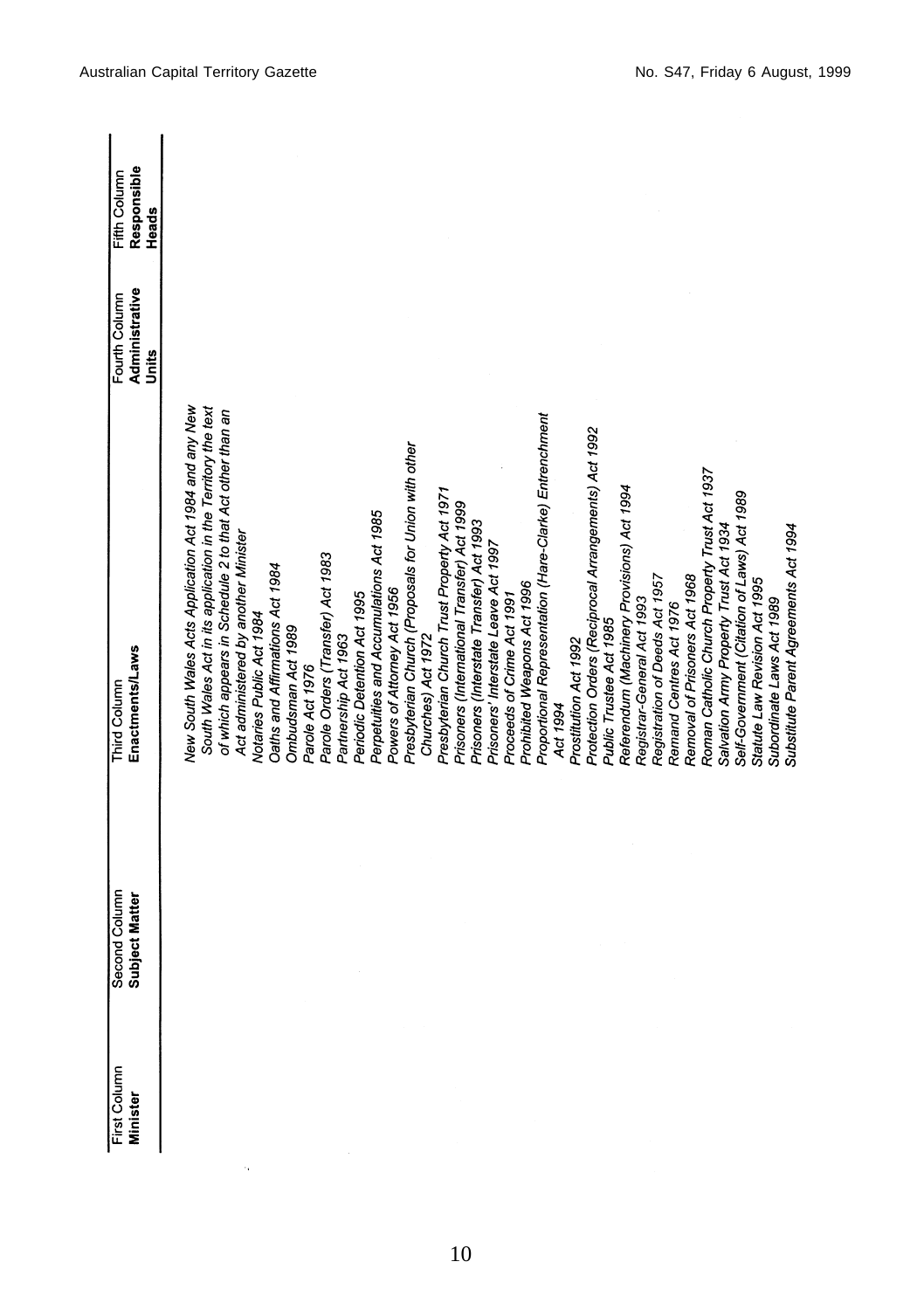| First Column Minister | Second Column Subject Matter | Third Column Enactments/Laws | Fourth Column Administrative Units | Fifth Column Responsible Heads |
|---|---|---|---|---|
| | | *New South Wales Acts Application Act 1984 and any New South Wales Act in its application in the Territory the text of which appears in Schedule 2 to that Act other than an Act administered by another Minister* | | |
| | | *Notaries Public Act 1984* | | |
| | | *Oaths and Affirmations Act 1984* | | |
| | | *Ombudsman Act 1989* | | |
| | | *Parole Act 1976* | | |
| | | *Parole Orders (Transfer) Act 1983* | | |
| | | *Partnership Act 1963* | | |
| | | *Periodic Detention Act 1995* | | |
| | | *Perpetuities and Accumulations Act 1985* | | |
| | | *Powers of Attorney Act 1956* | | |
| | | *Presbyterian Church (Proposals for Union with other Churches) Act 1972* | | |
| | | *Presbyterian Church Trust Property Act 1971* | | |
| | | *Prisoners (International Transfer) Act 1999* | | |
| | | *Prisoners (Interstate Transfer) Act 1993* | | |
| | | *Prisoners' Interstate Leave Act 1997* | | |
| | | *Proceeds of Crime Act 1991* | | |
| | | *Prohibited Weapons Act 1996* | | |
| | | *Proportional Representation (Hare-Clarke) Entrenchment Act 1994* | | |
| | | *Prostitution Act 1992* | | |
| | | *Protection Orders (Reciprocal Arrangements) Act 1992* | | |
| | | *Public Trustee Act 1985* | | |
| | | *Referendum (Machinery Provisions) Act 1994* | | |
| | | *Registrar-General Act 1993* | | |
| | | *Registration of Deeds Act 1957* | | |
| | | *Remand Centres Act 1976* | | |
| | | *Removal of Prisoners Act 1968* | | |
| | | *Roman Catholic Church Property Trust Act 1937* | | |
| | | *Salvation Army Property Trust Act 1934* | | |
| | | *Self-Government (Citation of Laws) Act 1989* | | |
| | | *Statute Law Revision Act 1995* | | |
| | | *Subordinate Laws Act 1989* | | |
| | | *Substitute Parent Agreements Act 1994* | | |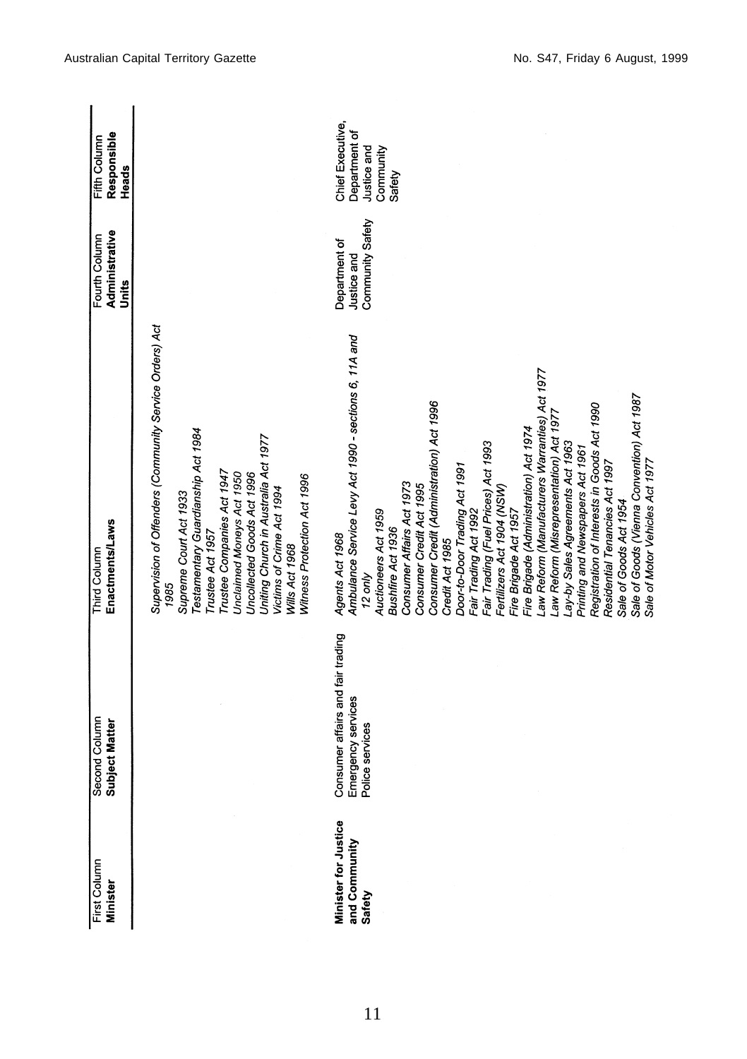| First Column<br>**Minister** | Second Column<br>**Subject Matter** | Third Column<br>**Enactments/Laws** | Fourth Column<br>**Administrative Units** | Fifth Column<br>**Responsible Heads** |
|---|---|---|---|---|
| | | *Supervision of Offenders (Community Service Orders) Act 1985*<br>*Supreme Court Act 1933*<br>*Testamentary Guardianship Act 1984*<br>*Trustee Act 1957*<br>*Trustee Companies Act 1947*<br>*Unclaimed Moneys Act 1950*<br>*Uncollected Goods Act 1996*<br>*Uniting Church in Australia Act 1977*<br>*Victims of Crime Act 1994*<br>*Wills Act 1968*<br>*Witness Protection Act 1996* | | |
| **Minister for Justice and Community Safety** | Consumer affairs and fair trading<br>Emergency services<br>Police services | *Agents Act 1968*<br>*Ambulance Service Levy Act 1990 - sections 6, 11A and 12 only*<br>*Auctioneers Act 1959*<br>*Bushfire Act 1936*<br>*Consumer Affairs Act 1973*<br>*Consumer Credit Act 1995*<br>*Consumer Credit (Administration) Act 1996*<br>*Credit Act 1985*<br>*Door-to-Door Trading Act 1991*<br>*Fair Trading Act 1992*<br>*Fair Trading (Fuel Prices) Act 1993*<br>*Fertilizers Act 1904 (NSW)*<br>*Fire Brigade Act 1957*<br>*Fire Brigade (Administration) Act 1974*<br>*Law Reform (Manufacturers Warranties) Act 1977*<br>*Law Reform (Misrepresentation) Act 1977*<br>*Lay-by Sales Agreements Act 1963*<br>*Printing and Newspapers Act 1961*<br>*Registration of Interests in Goods Act 1990*<br>*Residential Tenancies Act 1997*<br>*Sale of Goods Act 1954*<br>*Sale of Goods (Vienna Convention) Act 1987*<br>*Sale of Motor Vehicles Act 1977* | Department of Justice and Community Safety | Chief Executive, Department of Justice and Community Safety |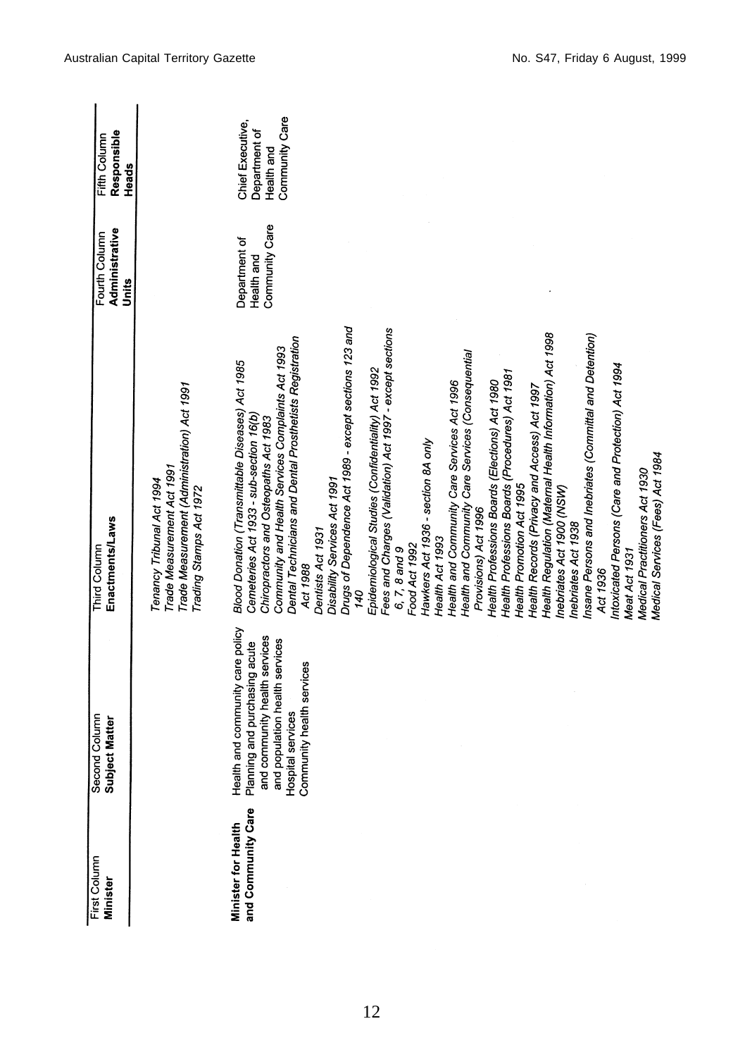| First Column Minister | Second Column Subject Matter | Third Column Enactments/Laws | Fourth Column Administrative Units | Fifth Column Responsible Heads |
|---|---|---|---|---|
| | | *Tenancy Tribunal Act 1994*<br>*Trade Measurement Act 1991*<br>*Trade Measurement (Administration) Act 1991*<br>*Trading Stamps Act 1972* | | |
| **Minister for Health and Community Care** | Health and community care policy<br>Planning and purchasing acute and community health services and population health services<br>Hospital services<br>Community health services | *Blood Donation (Transmittable Diseases) Act 1985*<br>*Cemeteries Act 1933 - sub-section 16(b)*<br>*Chiropractors and Osteopaths Act 1983*<br>*Community and Health Services Complaints Act 1993*<br>*Dental Technicians and Dental Prosthetists Registration Act 1988*<br>*Dentists Act 1931*<br>*Disability Services Act 1991*<br>*Drugs of Dependence Act 1989 - except sections 123 and 140*<br>*Epidemiological Studies (Confidentiality) Act 1992*<br>*Fees and Charges (Validation) Act 1997 - except sections 6, 7, 8 and 9*<br>*Food Act 1992*<br>*Hawkers Act 1936 - section 8A only*<br>*Health Act 1993*<br>*Health and Community Care Services Act 1996*<br>*Health and Community Care Services (Consequential Provisions) Act 1996*<br>*Health Professions Boards (Elections) Act 1980*<br>*Health Professions Boards (Procedures) Act 1981*<br>*Health Promotion Act 1995*<br>*Health Records (Privacy and Access) Act 1997*<br>*Health Regulation (Maternal Health Information) Act 1998*<br>*Inebriates Act 1900 (NSW)*<br>*Inebriates Act 1938*<br>*Insane Persons and Inebriates (Committal and Detention) Act 1936*<br>*Intoxicated Persons (Care and Protection) Act 1994*<br>*Meat Act 1931*<br>*Medical Practitioners Act 1930*<br>*Medical Services (Fees) Act 1984* | Department of Health and Community Care | Chief Executive, Department of Health and Community Care |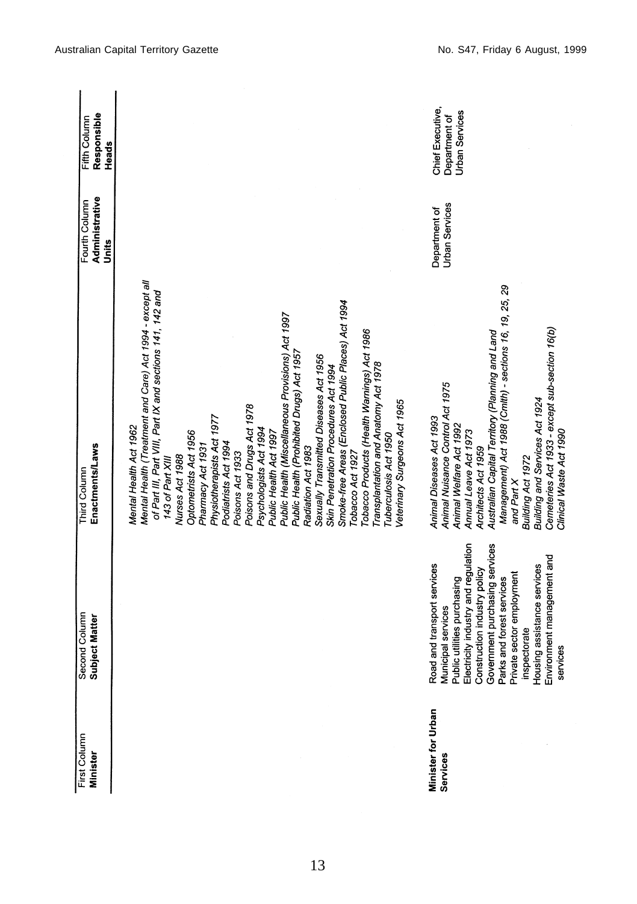| First Column<br>**Minister** | Second Column<br>**Subject Matter** | Third Column<br>**Enactments/Laws** | Fourth Column<br>**Administrative Units** | Fifth Column<br>**Responsible Heads** |
|---|---|---|---|---|
| | | *Mental Health Act 1962*<br>*Mental Health (Treatment and Care) Act 1994 - except all of Part III, Part VIII, Part IX and sections 141, 142 and 143 of Part XIII*<br>*Nurses Act 1988*<br>*Optometrists Act 1956*<br>*Pharmacy Act 1931*<br>*Physiotherapists Act 1977*<br>*Podiatrists Act 1994*<br>*Poisons Act 1933*<br>*Poisons and Drugs Act 1978*<br>*Psychologists Act 1994*<br>*Public Health Act 1997*<br>*Public Health (Miscellaneous Provisions) Act 1997*<br>*Public Health (Prohibited Drugs) Act 1957*<br>*Radiation Act 1983*<br>*Sexually Transmitted Diseases Act 1956*<br>*Skin Penetration Procedures Act 1994*<br>*Smoke-free Areas (Enclosed Public Places) Act 1994*<br>*Tobacco Act 1927*<br>*Tobacco Products (Health Warnings) Act 1986*<br>*Transplantation and Anatomy Act 1978*<br>*Tuberculosis Act 1950*<br>*Veterinary Surgeons Act 1965* | | |
| **Minister for Urban Services** | Road and transport services<br>Municipal services<br>Public utilities purchasing<br>Electricity industry and regulation<br>Construction industry policy<br>Government purchasing services<br>Parks and forest services<br>Private sector employment inspectorate<br>Housing assistance services<br>Environment management and services | *Animal Diseases Act 1993*<br>*Animal Nuisance Control Act 1975*<br>*Animal Welfare Act 1992*<br>*Annual Leave Act 1973*<br>*Architects Act 1959*<br>*Australian Capital Territory (Planning and Land Management) Act 1988 (Cmlth) - sections 16, 19, 25, 29 and Part X*<br>*Building Act 1972*<br>*Building and Services Act 1924*<br>*Cemeteries Act 1933 - except sub-section 16(b)*<br>*Clinical Waste Act 1990* | Department of Urban Services | Chief Executive, Department of Urban Services |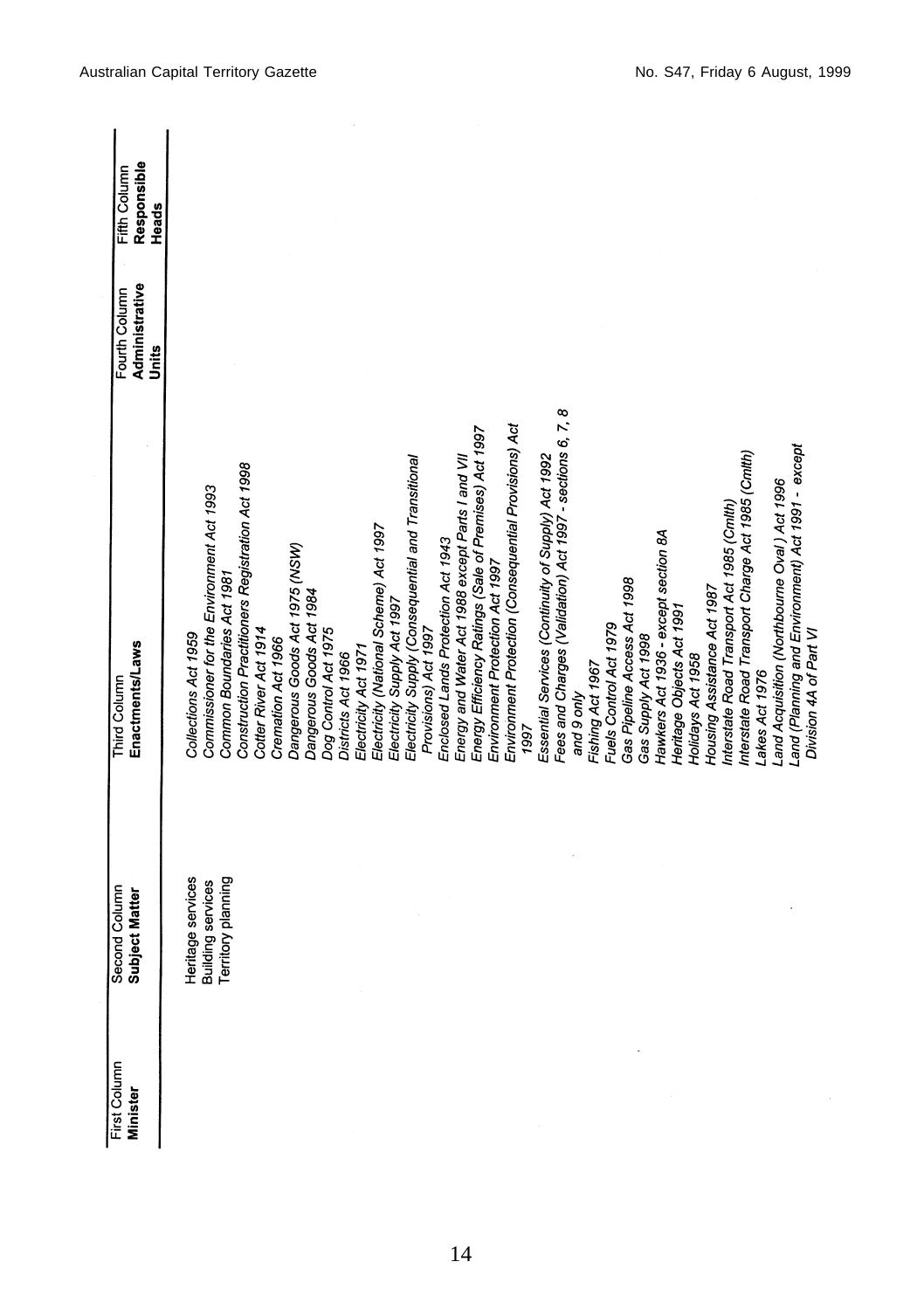| First Column Minister | Second Column Subject Matter | Third Column Enactments/Laws | Fourth Column Administrative Units | Fifth Column Responsible Heads |
|---|---|---|---|---|
| | Heritage services<br>Building services<br>Territory planning | *Collections Act 1959*<br>*Commissioner for the Environment Act 1993*<br>*Common Boundaries Act 1981*<br>*Construction Practitioners Registration Act 1998*<br>*Cotter River Act 1914*<br>*Cremation Act 1966*<br>*Dangerous Goods Act 1975 (NSW)*<br>*Dangerous Goods Act 1984*<br>*Dog Control Act 1975*<br>*Districts Act 1966*<br>*Electricity Act 1971*<br>*Electricity (National Scheme) Act 1997*<br>*Electricity Supply Act 1997*<br>*Electricity Supply (Consequential and Transitional Provisions) Act 1997*<br>*Enclosed Lands Protection Act 1943*<br>*Energy and Water Act 1988 except Parts I and VII*<br>*Energy Efficiency Ratings (Sale of Premises) Act 1997*<br>*Environment Protection Act 1997*<br>*Environment Protection (Consequential Provisions) Act 1997*<br>*Essential Services (Continuity of Supply) Act 1992*<br>*Fees and Charges (Validation) Act 1997 - sections 6, 7, 8 and 9 only*<br>*Fishing Act 1967*<br>*Fuels Control Act 1979*<br>*Gas Pipeline Access Act 1998*<br>*Gas Supply Act 1998*<br>*Hawkers Act 1936 - except section 8A*<br>*Heritage Objects Act 1991*<br>*Holidays Act 1958*<br>*Housing Assistance Act 1987*<br>*Interstate Road Transport Act 1985 (Cmlth)*<br>*Interstate Road Transport Charge Act 1985 (Cmlth)*<br>*Lakes Act 1976*<br>*Land Acquisition (Northbourne Oval) Act 1996*<br>*Land (Planning and Environment) Act 1991 - except Division 4A of Part VI* | | |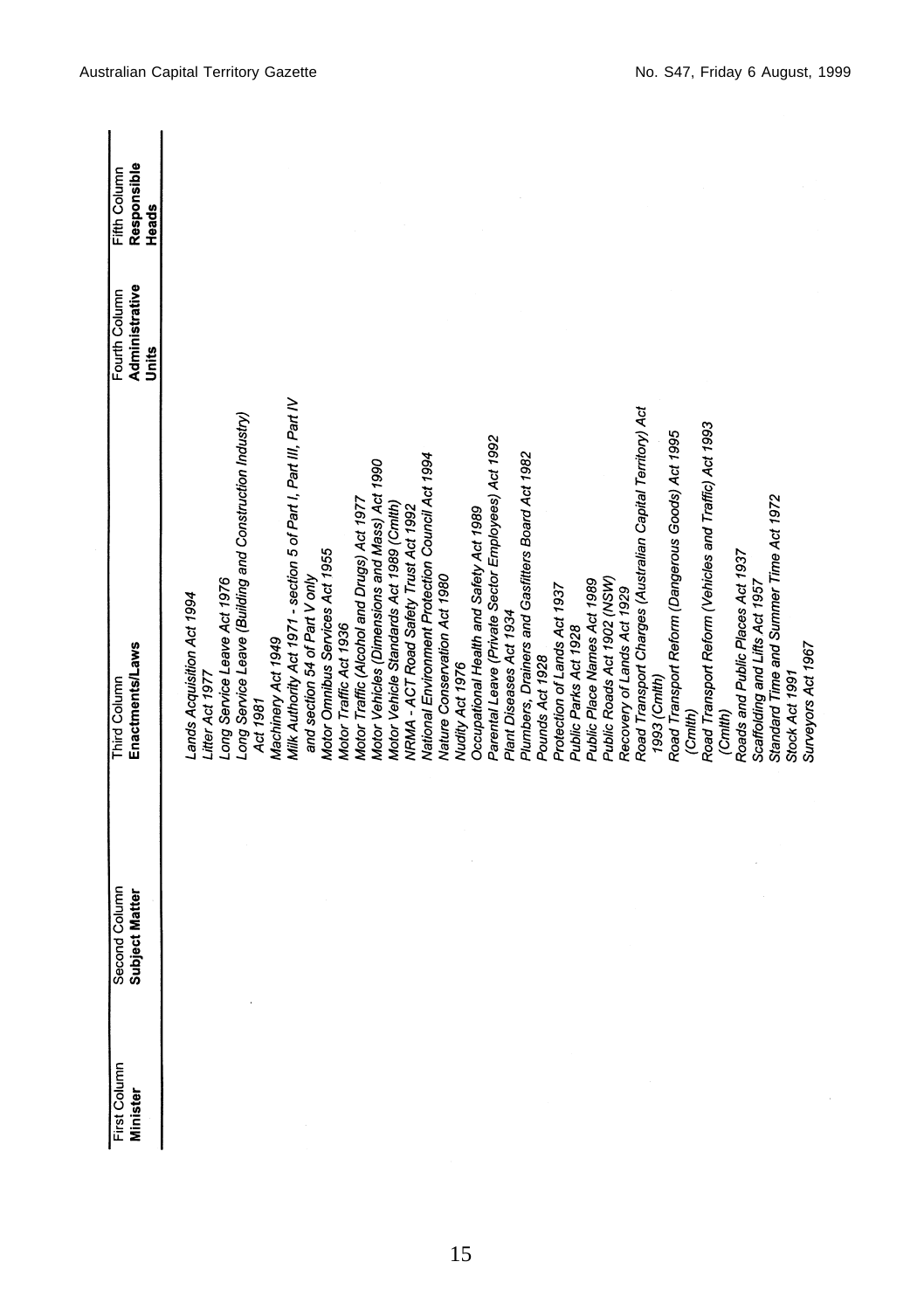| First Column<br>**Minister** | Second Column<br>**Subject Matter** | Third Column<br>**Enactments/Laws** | Fourth Column<br>**Administrative Units** | Fifth Column<br>**Responsible Heads** |
|---|---|---|---|---|
| | | *Lands Acquisition Act 1994* | | |
| | | *Litter Act 1977* | | |
| | | *Long Service Leave Act 1976* | | |
| | | *Long Service Leave (Building and Construction Industry) Act 1981* | | |
| | | *Machinery Act 1949* | | |
| | | *Milk Authority Act 1971 - section 5 of Part I, Part III, Part IV and section 54 of Part V only* | | |
| | | *Motor Omnibus Services Act 1955* | | |
| | | *Motor Traffic Act 1936* | | |
| | | *Motor Traffic (Alcohol and Drugs) Act 1977* | | |
| | | *Motor Vehicles (Dimensions and Mass) Act 1990* | | |
| | | *Motor Vehicle Standards Act 1989 (Cmlth)* | | |
| | | *NRMA - ACT Road Safety Trust Act 1992* | | |
| | | *National Environment Protection Council Act 1994* | | |
| | | *Nature Conservation Act 1980* | | |
| | | *Nudity Act 1976* | | |
| | | *Occupational Health and Safety Act 1989* | | |
| | | *Parental Leave (Private Sector Employees) Act 1992* | | |
| | | *Plant Diseases Act 1934* | | |
| | | *Plumbers, Drainers and Gasfitters Board Act 1982* | | |
| | | *Pounds Act 1928* | | |
| | | *Protection of Lands Act 1937* | | |
| | | *Public Parks Act 1928* | | |
| | | *Public Place Names Act 1989* | | |
| | | *Public Roads Act 1902 (NSW)* | | |
| | | *Recovery of Lands Act 1929* | | |
| | | *Road Transport Charges (Australian Capital Territory) Act 1993 (Cmlth)* | | |
| | | *Road Transport Reform (Dangerous Goods) Act 1995 (Cmlth)* | | |
| | | *Road Transport Reform (Vehicles and Traffic) Act 1993 (Cmlth)* | | |
| | | *Roads and Public Places Act 1937* | | |
| | | *Scaffolding and Lifts Act 1957* | | |
| | | *Standard Time and Summer Time Act 1972* | | |
| | | *Stock Act 1991* | | |
| | | *Surveyors Act 1967* | | |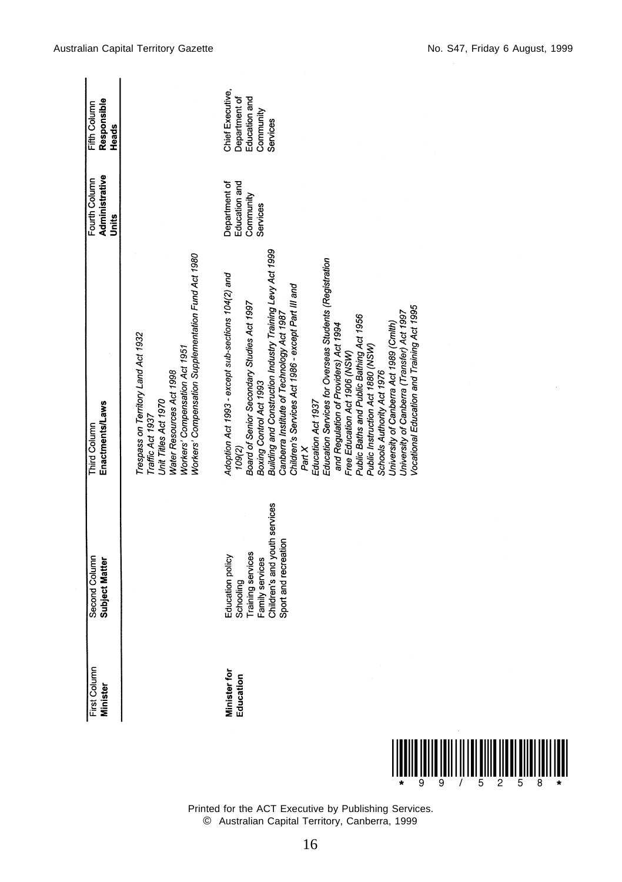| First Column Minister | Second Column Subject Matter | Third Column Enactments/Laws | Fourth Column Administrative Units | Fifth Column Responsible Heads |
|---|---|---|---|---|
| | | *Trespass on Territory Land Act 1932*<br>*Traffic Act 1937*<br>*Unit Titles Act 1970*<br>*Water Resources Act 1998*<br>*Workers' Compensation Act 1951*<br>*Workers' Compensation Supplementation Fund Act 1980* | | |
| **Minister for Education** | Education policy<br>Schooling<br>Training services<br>Family services<br>Children's and youth services<br>Sport and recreation | *Adoption Act 1993 - except sub-sections 104(2) and 109(2)*<br>*Board of Senior Secondary Studies Act 1997*<br>*Boxing Control Act 1993*<br>*Building and Construction Industry Training Levy Act 1999*<br>*Canberra Institute of Technology Act 1987*<br>*Children's Services Act 1986 - except Part III and Part X*<br>*Education Act 1937*<br>*Education Services for Overseas Students (Registration and Regulation of Providers) Act 1994*<br>*Free Education Act 1906 (NSW)*<br>*Public Baths and Public Bathing Act 1956*<br>*Public Instruction Act 1880 (NSW)*<br>*Schools Authority Act 1976*<br>*University of Canberra Act 1989 (Cmlth)*<br>*University of Canberra (Transfer) Act 1997*<br>*Vocational Education and Training Act 1995* | Department of Education and Community Services | Chief Executive, Department of Education and Community Services |

\* 9 9 / 5 2 5 8 \*

Printed for the ACT Executive by Publishing Services.
© Australian Capital Territory, Canberra, 1999